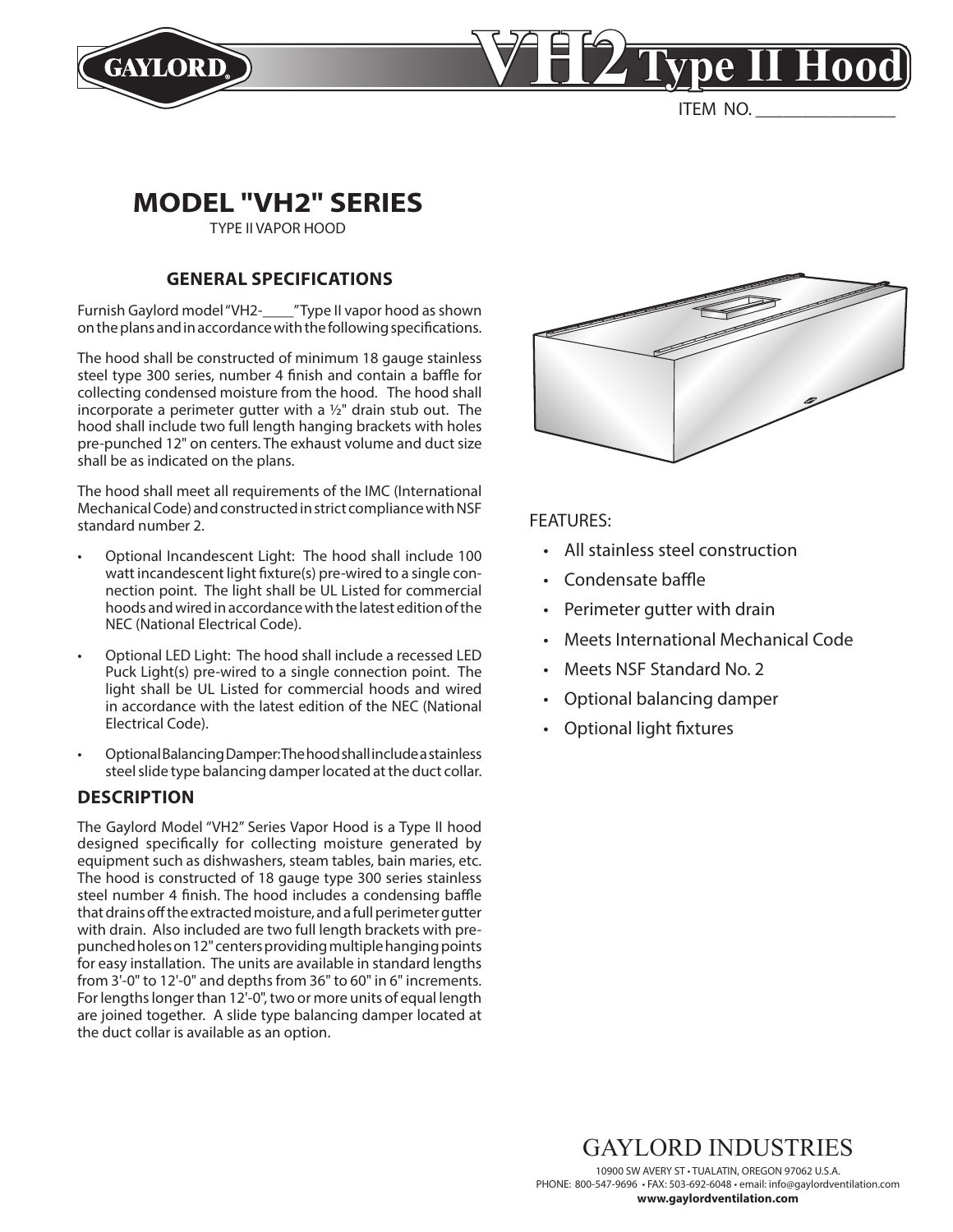# VH2 Type II Hood

ITEM NO. ________________

## MODEL "VH2" SERIES

TYPE II VAPOR HOOD

### GENERAL SPECIFICATIONS

Furnish Gaylord model "VH2-____" Type II vapor hood as shown on the plans and in accordance with the following specifications.

The hood shall be constructed of minimum 18 gauge stainless steel type 300 series, number 4 finish and contain a baffle for collecting condensed moisture from the hood. The hood shall incorporate a perimeter gutter with a ½" drain stub out. The hood shall include two full length hanging brackets with holes pre-punched 12" on centers. The exhaust volume and duct size shall be as indicated on the plans.

The hood shall meet all requirements of the IMC (International Mechanical Code) and constructed in strict compliance with NSF standard number 2.

- Optional Incandescent Light: The hood shall include 100 watt incandescent light fixture(s) pre-wired to a single connection point. The light shall be UL Listed for commercial hoods and wired in accordance with the latest edition of the NEC (National Electrical Code).
- Optional LED Light: The hood shall include a recessed LED Puck Light(s) pre-wired to a single connection point. The light shall be UL Listed for commercial hoods and wired in accordance with the latest edition of the NEC (National Electrical Code).
- Optional Balancing Damper: The hood shall include a stainless steel slide type balancing damper located at the duct collar.

### DESCRIPTION

The Gaylord Model "VH2" Series Vapor Hood is a Type II hood designed specifically for collecting moisture generated by equipment such as dishwashers, steam tables, bain maries, etc. The hood is constructed of 18 gauge type 300 series stainless steel number 4 finish. The hood includes a condensing baffle that drains off the extracted moisture, and a full perimeter gutter with drain. Also included are two full length brackets with pre-punched holes on 12" centers providing multiple hanging points for easy installation. The units are available in standard lengths from 3'-0" to 12'-0" and depths from 36" to 60" in 6" increments. For lengths longer than 12'-0", two or more units of equal length are joined together. A slide type balancing damper located at the duct collar is available as an option.

FEATURES:

- All stainless steel construction
- Condensate baffle
- Perimeter gutter with drain
- Meets International Mechanical Code
- Meets NSF Standard No. 2
- Optional balancing damper
- Optional light fixtures

GAYLORD INDUSTRIES

10900 SW AVERY ST • TUALATIN, OREGON 97062 U.S.A.
PHONE: 800-547-9696 • FAX: 503-692-6048 • email: info@gaylordventilation.com
**www.gaylordventilation.com**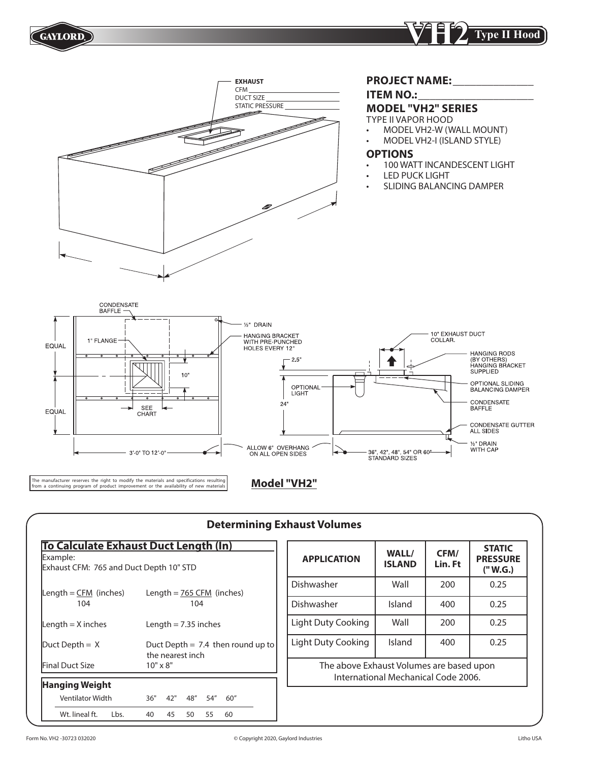**GAYLORD**

**VH2 Type II Hood**

EXHAUST
CFM ____________
DUCT SIZE ____________
STATIC PRESSURE ____________

## PROJECT NAME:_______________

## ITEM NO.:_______________

## MODEL "VH2" SERIES

TYPE II VAPOR HOOD

- MODEL VH2-W (WALL MOUNT)
- MODEL VH2-I (ISLAND STYLE)

## OPTIONS

- 100 WATT INCANDESCENT LIGHT
- LED PUCK LIGHT
- SLIDING BALANCING DAMPER

CONDENSATE BAFFLE
½" DRAIN
HANGING BRACKET WITH PRE-PUNCHED HOLES EVERY 12"
1" FLANGE
EQUAL
10"
EQUAL
SEE CHART
3'-0" TO 12'-0"
ALLOW 6" OVERHANG ON ALL OPEN SIDES
2.5"
OPTIONAL LIGHT
24"
10" EXHAUST DUCT COLLAR.
HANGING RODS (BY OTHERS) HANGING BRACKET SUPPLIED
OPTIONAL SLIDING BALANCING DAMPER
CONDENSATE BAFFLE
CONDENSATE GUTTER ALL SIDES
½" DRAIN WITH CAP
36", 42", 48", 54" OR 60" STANDARD SIZES

The manufacturer reserves the right to modify the materials and specifications resulting from a continuing program of product improvement or the availability of new materials

**Model "VH2"**

## Determining Exhaust Volumes

### To Calculate Exhaust Duct Length (In)

Example:
Exhaust CFM: 765 and Duct Depth 10" STD

| | |
|---|---|
| Length = $\frac{CFM}{104}$ (inches) | Length = $\frac{765\ CFM}{104}$ (inches) |
| Length = X inches | Length = 7.35 inches |
| Duct Depth = X | Duct Depth = 7.4 then round up to the nearest inch |
| Final Duct Size | 10" x 8" |

### Hanging Weight

| Ventilator Width | | 36" | 42" | 48" | 54" | 60" |
|---|---|---|---|---|---|---|
| Wt. lineal ft. | Lbs. | 40 | 45 | 50 | 55 | 60 |

| APPLICATION | WALL/ ISLAND | CFM/ Lin. Ft | STATIC PRESSURE (" W.G.) |
|---|---|---|---|
| Dishwasher | Wall | 200 | 0.25 |
| Dishwasher | Island | 400 | 0.25 |
| Light Duty Cooking | Wall | 200 | 0.25 |
| Light Duty Cooking | Island | 400 | 0.25 |

The above Exhaust Volumes are based upon International Mechanical Code 2006.

Form No. VH2 -30723 032020 © Copyright 2020, Gaylord Industries Litho USA